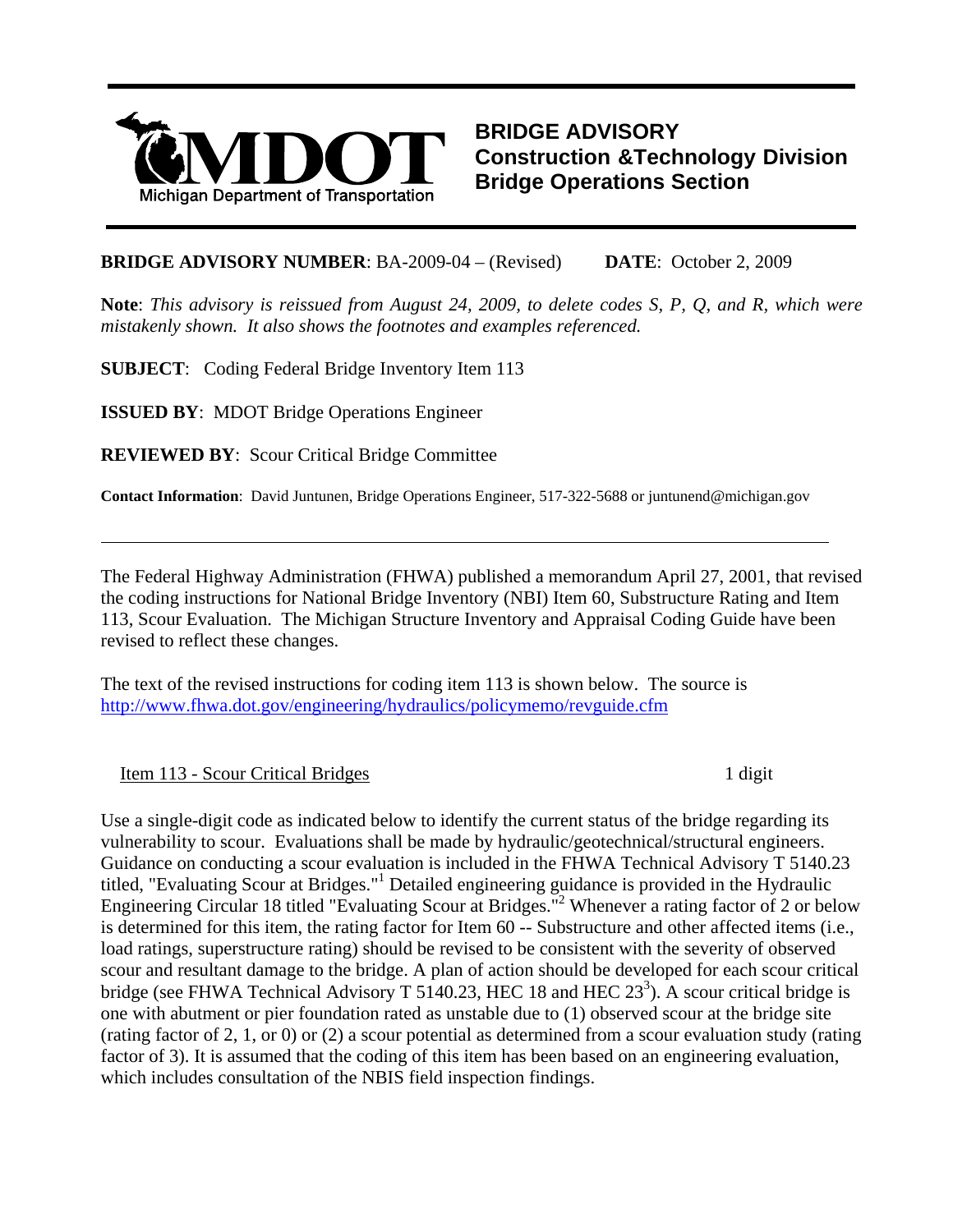Michigan Department of Transportation

# BRIDGE ADVISORY
## Construction &Technology Division
## Bridge Operations Section

**BRIDGE ADVISORY NUMBER**: BA-2009-04 – (Revised) **DATE**: October 2, 2009

**Note**: *This advisory is reissued from August 24, 2009, to delete codes S, P, Q, and R, which were mistakenly shown. It also shows the footnotes and examples referenced.*

**SUBJECT**: Coding Federal Bridge Inventory Item 113

**ISSUED BY**: MDOT Bridge Operations Engineer

**REVIEWED BY**: Scour Critical Bridge Committee

**Contact Information**: David Juntunen, Bridge Operations Engineer, 517-322-5688 or juntunend@michigan.gov

---

The Federal Highway Administration (FHWA) published a memorandum April 27, 2001, that revised the coding instructions for National Bridge Inventory (NBI) Item 60, Substructure Rating and Item 113, Scour Evaluation. The Michigan Structure Inventory and Appraisal Coding Guide have been revised to reflect these changes.

The text of the revised instructions for coding item 113 is shown below. The source is http://www.fhwa.dot.gov/engineering/hydraulics/policymemo/revguide.cfm

Item 113 - Scour Critical Bridges 1 digit

Use a single-digit code as indicated below to identify the current status of the bridge regarding its vulnerability to scour. Evaluations shall be made by hydraulic/geotechnical/structural engineers. Guidance on conducting a scour evaluation is included in the FHWA Technical Advisory T 5140.23 titled, "Evaluating Scour at Bridges."[1] Detailed engineering guidance is provided in the Hydraulic Engineering Circular 18 titled "Evaluating Scour at Bridges."[2] Whenever a rating factor of 2 or below is determined for this item, the rating factor for Item 60 -- Substructure and other affected items (i.e., load ratings, superstructure rating) should be revised to be consistent with the severity of observed scour and resultant damage to the bridge. A plan of action should be developed for each scour critical bridge (see FHWA Technical Advisory T 5140.23, HEC 18 and HEC 23[3]). A scour critical bridge is one with abutment or pier foundation rated as unstable due to (1) observed scour at the bridge site (rating factor of 2, 1, or 0) or (2) a scour potential as determined from a scour evaluation study (rating factor of 3). It is assumed that the coding of this item has been based on an engineering evaluation, which includes consultation of the NBIS field inspection findings.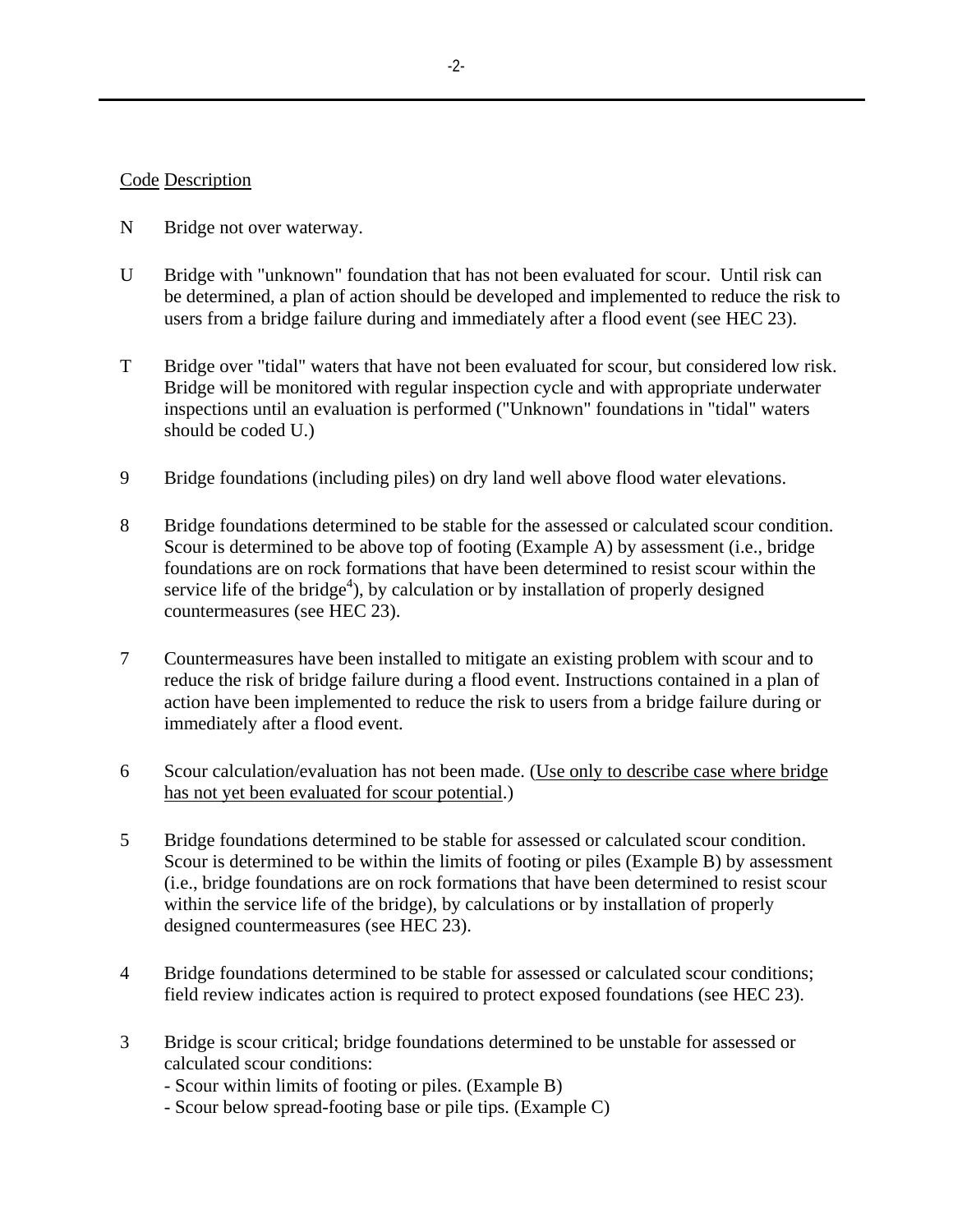<u>Code</u> <u>Description</u>

N Bridge not over waterway.

U Bridge with "unknown" foundation that has not been evaluated for scour. Until risk can be determined, a plan of action should be developed and implemented to reduce the risk to users from a bridge failure during and immediately after a flood event (see HEC 23).

T Bridge over "tidal" waters that have not been evaluated for scour, but considered low risk. Bridge will be monitored with regular inspection cycle and with appropriate underwater inspections until an evaluation is performed ("Unknown" foundations in "tidal" waters should be coded U.)

9 Bridge foundations (including piles) on dry land well above flood water elevations.

8 Bridge foundations determined to be stable for the assessed or calculated scour condition. Scour is determined to be above top of footing (Example A) by assessment (i.e., bridge foundations are on rock formations that have been determined to resist scour within the service life of the bridge[4]), by calculation or by installation of properly designed countermeasures (see HEC 23).

7 Countermeasures have been installed to mitigate an existing problem with scour and to reduce the risk of bridge failure during a flood event. Instructions contained in a plan of action have been implemented to reduce the risk to users from a bridge failure during or immediately after a flood event.

6 Scour calculation/evaluation has not been made. (<u>Use only to describe case where bridge has not yet been evaluated for scour potential</u>.)

5 Bridge foundations determined to be stable for assessed or calculated scour condition. Scour is determined to be within the limits of footing or piles (Example B) by assessment (i.e., bridge foundations are on rock formations that have been determined to resist scour within the service life of the bridge), by calculations or by installation of properly designed countermeasures (see HEC 23).

4 Bridge foundations determined to be stable for assessed or calculated scour conditions; field review indicates action is required to protect exposed foundations (see HEC 23).

3 Bridge is scour critical; bridge foundations determined to be unstable for assessed or calculated scour conditions:
- Scour within limits of footing or piles. (Example B)
- Scour below spread-footing base or pile tips. (Example C)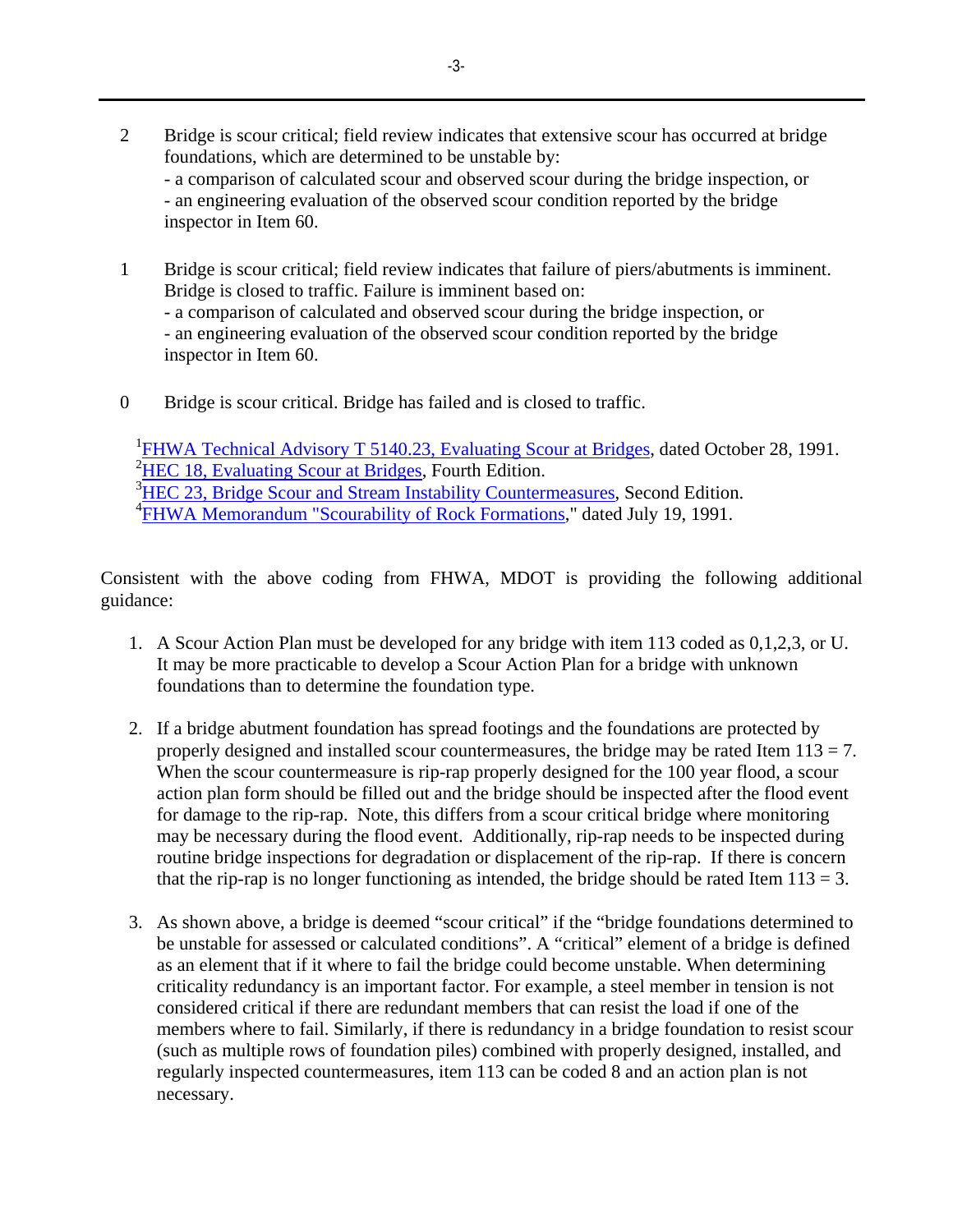2 Bridge is scour critical; field review indicates that extensive scour has occurred at bridge foundations, which are determined to be unstable by:
- a comparison of calculated scour and observed scour during the bridge inspection, or
- an engineering evaluation of the observed scour condition reported by the bridge inspector in Item 60.

1 Bridge is scour critical; field review indicates that failure of piers/abutments is imminent. Bridge is closed to traffic. Failure is imminent based on:
- a comparison of calculated and observed scour during the bridge inspection, or
- an engineering evaluation of the observed scour condition reported by the bridge inspector in Item 60.

0 Bridge is scour critical. Bridge has failed and is closed to traffic.

[1]FHWA Technical Advisory T 5140.23, Evaluating Scour at Bridges, dated October 28, 1991.
[2]HEC 18, Evaluating Scour at Bridges, Fourth Edition.
[3]HEC 23, Bridge Scour and Stream Instability Countermeasures, Second Edition.
[4]FHWA Memorandum "Scourability of Rock Formations," dated July 19, 1991.

Consistent with the above coding from FHWA, MDOT is providing the following additional guidance:

1. A Scour Action Plan must be developed for any bridge with item 113 coded as 0,1,2,3, or U. It may be more practicable to develop a Scour Action Plan for a bridge with unknown foundations than to determine the foundation type.

2. If a bridge abutment foundation has spread footings and the foundations are protected by properly designed and installed scour countermeasures, the bridge may be rated Item 113 = 7. When the scour countermeasure is rip-rap properly designed for the 100 year flood, a scour action plan form should be filled out and the bridge should be inspected after the flood event for damage to the rip-rap. Note, this differs from a scour critical bridge where monitoring may be necessary during the flood event. Additionally, rip-rap needs to be inspected during routine bridge inspections for degradation or displacement of the rip-rap. If there is concern that the rip-rap is no longer functioning as intended, the bridge should be rated Item 113 = 3.

3. As shown above, a bridge is deemed “scour critical” if the “bridge foundations determined to be unstable for assessed or calculated conditions”. A “critical” element of a bridge is defined as an element that if it where to fail the bridge could become unstable. When determining criticality redundancy is an important factor. For example, a steel member in tension is not considered critical if there are redundant members that can resist the load if one of the members where to fail. Similarly, if there is redundancy in a bridge foundation to resist scour (such as multiple rows of foundation piles) combined with properly designed, installed, and regularly inspected countermeasures, item 113 can be coded 8 and an action plan is not necessary.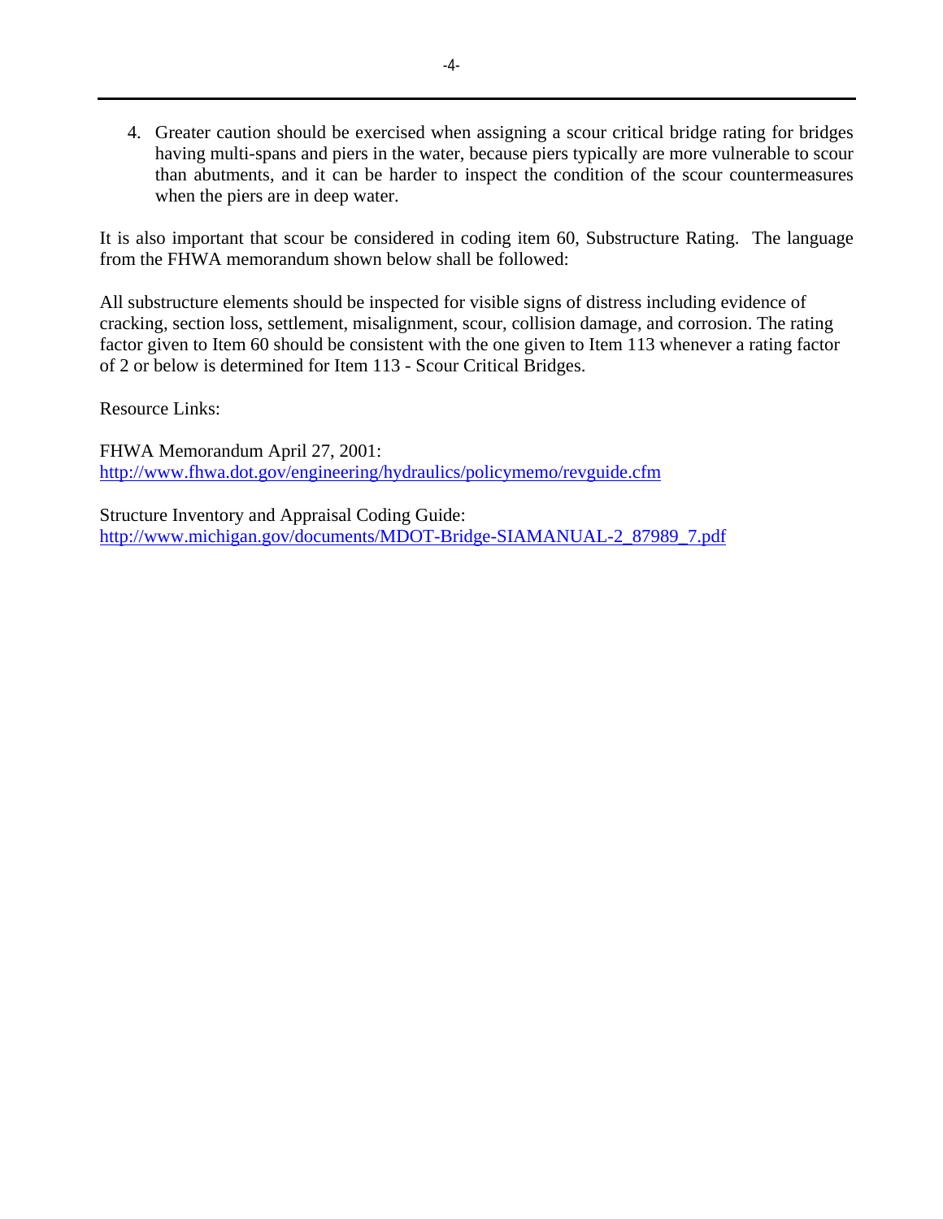4. Greater caution should be exercised when assigning a scour critical bridge rating for bridges having multi-spans and piers in the water, because piers typically are more vulnerable to scour than abutments, and it can be harder to inspect the condition of the scour countermeasures when the piers are in deep water.

It is also important that scour be considered in coding item 60, Substructure Rating. The language from the FHWA memorandum shown below shall be followed:

All substructure elements should be inspected for visible signs of distress including evidence of cracking, section loss, settlement, misalignment, scour, collision damage, and corrosion. The rating factor given to Item 60 should be consistent with the one given to Item 113 whenever a rating factor of 2 or below is determined for Item 113 - Scour Critical Bridges.

Resource Links:

FHWA Memorandum April 27, 2001:
http://www.fhwa.dot.gov/engineering/hydraulics/policymemo/revguide.cfm

Structure Inventory and Appraisal Coding Guide:
http://www.michigan.gov/documents/MDOT-Bridge-SIAMANUAL-2_87989_7.pdf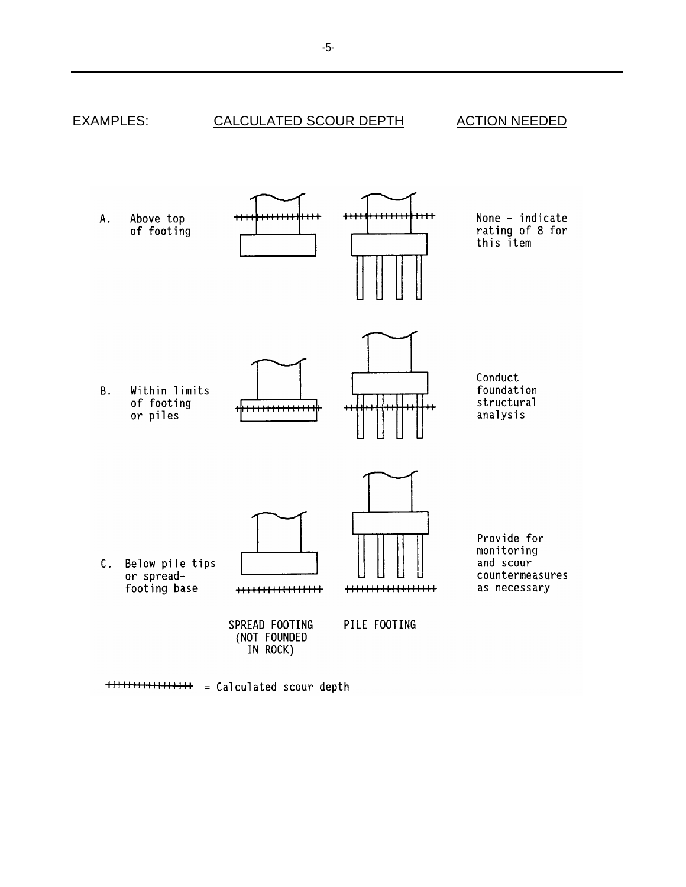EXAMPLES: CALCULATED SCOUR DEPTH ACTION NEEDED

A. Above top of footing

None - indicate rating of 8 for this item

B. Within limits of footing or piles

Conduct foundation structural analysis

C. Below pile tips or spread-footing base

Provide for monitoring and scour countermeasures as necessary

SPREAD FOOTING (NOT FOUNDED IN ROCK)

PILE FOOTING

++++++++++++++++ = Calculated scour depth